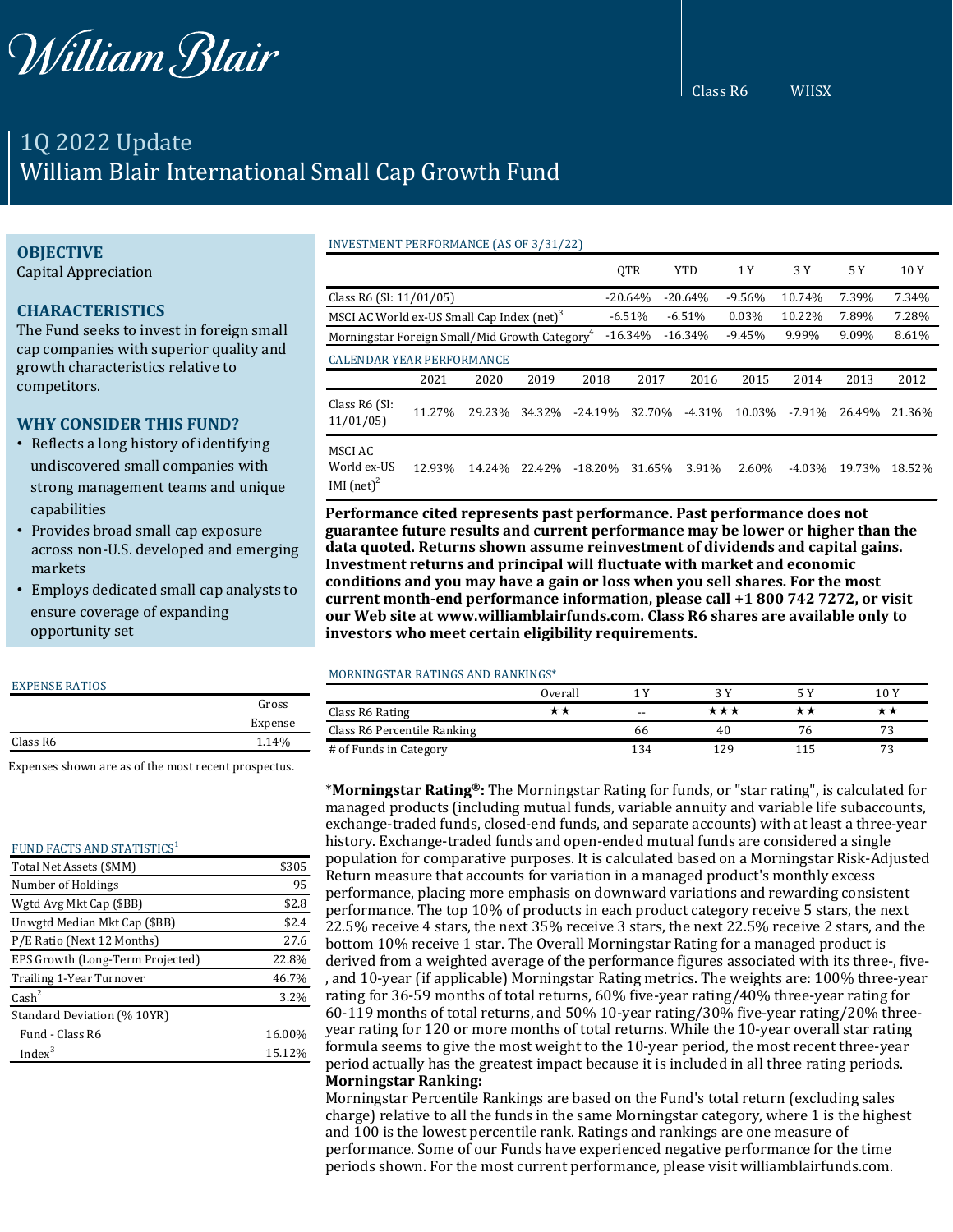William Blair

Class R6 WIISX

# 1Q 2022 Update
## William Blair International Small Cap Growth Fund

### OBJECTIVE
Capital Appreciation

### CHARACTERISTICS
The Fund seeks to invest in foreign small cap companies with superior quality and growth characteristics relative to competitors.

### WHY CONSIDER THIS FUND?
- Reflects a long history of identifying undiscovered small companies with strong management teams and unique capabilities
- Provides broad small cap exposure across non-U.S. developed and emerging markets
- Employs dedicated small cap analysts to ensure coverage of expanding opportunity set

EXPENSE RATIOS

| | Gross Expense |
|---|---|
| Class R6 | 1.14% |

Expenses shown are as of the most recent prospectus.

FUND FACTS AND STATISTICS[1]

| | |
|---|---|
| Total Net Assets ($MM) | $305 |
| Number of Holdings | 95 |
| Wgtd Avg Mkt Cap ($BB) | $2.8 |
| Unwgtd Median Mkt Cap ($BB) | $2.4 |
| P/E Ratio (Next 12 Months) | 27.6 |
| EPS Growth (Long-Term Projected) | 22.8% |
| Trailing 1-Year Turnover | 46.7% |
| Cash[2] | 3.2% |
| Standard Deviation (% 10YR) | |
| Fund - Class R6 | 16.00% |
| Index[3] | 15.12% |

INVESTMENT PERFORMANCE (AS OF 3/31/22)

| | QTR | YTD | 1 Y | 3 Y | 5 Y | 10 Y |
|---|---|---|---|---|---|---|
| Class R6 (SI: 11/01/05) | -20.64% | -20.64% | -9.56% | 10.74% | 7.39% | 7.34% |
| MSCI AC World ex-US Small Cap Index (net)[3] | -6.51% | -6.51% | 0.03% | 10.22% | 7.89% | 7.28% |
| Morningstar Foreign Small/Mid Growth Category[4] | -16.34% | -16.34% | -9.45% | 9.99% | 9.09% | 8.61% |

CALENDAR YEAR PERFORMANCE

| | 2021 | 2020 | 2019 | 2018 | 2017 | 2016 | 2015 | 2014 | 2013 | 2012 |
|---|---|---|---|---|---|---|---|---|---|---|
| Class R6 (SI: 11/01/05) | 11.27% | 29.23% | 34.32% | -24.19% | 32.70% | -4.31% | 10.03% | -7.91% | 26.49% | 21.36% |
| MSCI AC World ex-US IMI (net)[2] | 12.93% | 14.24% | 22.42% | -18.20% | 31.65% | 3.91% | 2.60% | -4.03% | 19.73% | 18.52% |

**Performance cited represents past performance. Past performance does not guarantee future results and current performance may be lower or higher than the data quoted. Returns shown assume reinvestment of dividends and capital gains. Investment returns and principal will fluctuate with market and economic conditions and you may have a gain or loss when you sell shares. For the most current month-end performance information, please call +1 800 742 7272, or visit our Web site at www.williamblairfunds.com. Class R6 shares are available only to investors who meet certain eligibility requirements.**

MORNINGSTAR RATINGS AND RANKINGS*

| | Overall | 1 Y | 3 Y | 5 Y | 10 Y |
|---|---|---|---|---|---|
| Class R6 Rating | ★★ | -- | ★★★ | ★★ | ★★ |
| Class R6 Percentile Ranking | | 66 | 40 | 76 | 73 |
| # of Funds in Category | | 134 | 129 | 115 | 73 |

*__Morningstar Rating®:__ The Morningstar Rating for funds, or "star rating", is calculated for managed products (including mutual funds, variable annuity and variable life subaccounts, exchange-traded funds, closed-end funds, and separate accounts) with at least a three-year history. Exchange-traded funds and open-ended mutual funds are considered a single population for comparative purposes. It is calculated based on a Morningstar Risk-Adjusted Return measure that accounts for variation in a managed product's monthly excess performance, placing more emphasis on downward variations and rewarding consistent performance. The top 10% of products in each product category receive 5 stars, the next 22.5% receive 4 stars, the next 35% receive 3 stars, the next 22.5% receive 2 stars, and the bottom 10% receive 1 star. The Overall Morningstar Rating for a managed product is derived from a weighted average of the performance figures associated with its three-, five-, and 10-year (if applicable) Morningstar Rating metrics. The weights are: 100% three-year rating for 36-59 months of total returns, 60% five-year rating/40% three-year rating for 60-119 months of total returns, and 50% 10-year rating/30% five-year rating/20% three-year rating for 120 or more months of total returns. While the 10-year overall star rating formula seems to give the most weight to the 10-year period, the most recent three-year period actually has the greatest impact because it is included in all three rating periods.

**Morningstar Ranking:**
Morningstar Percentile Rankings are based on the Fund's total return (excluding sales charge) relative to all the funds in the same Morningstar category, where 1 is the highest and 100 is the lowest percentile rank. Ratings and rankings are one measure of performance. Some of our Funds have experienced negative performance for the time periods shown. For the most current performance, please visit williamblairfunds.com.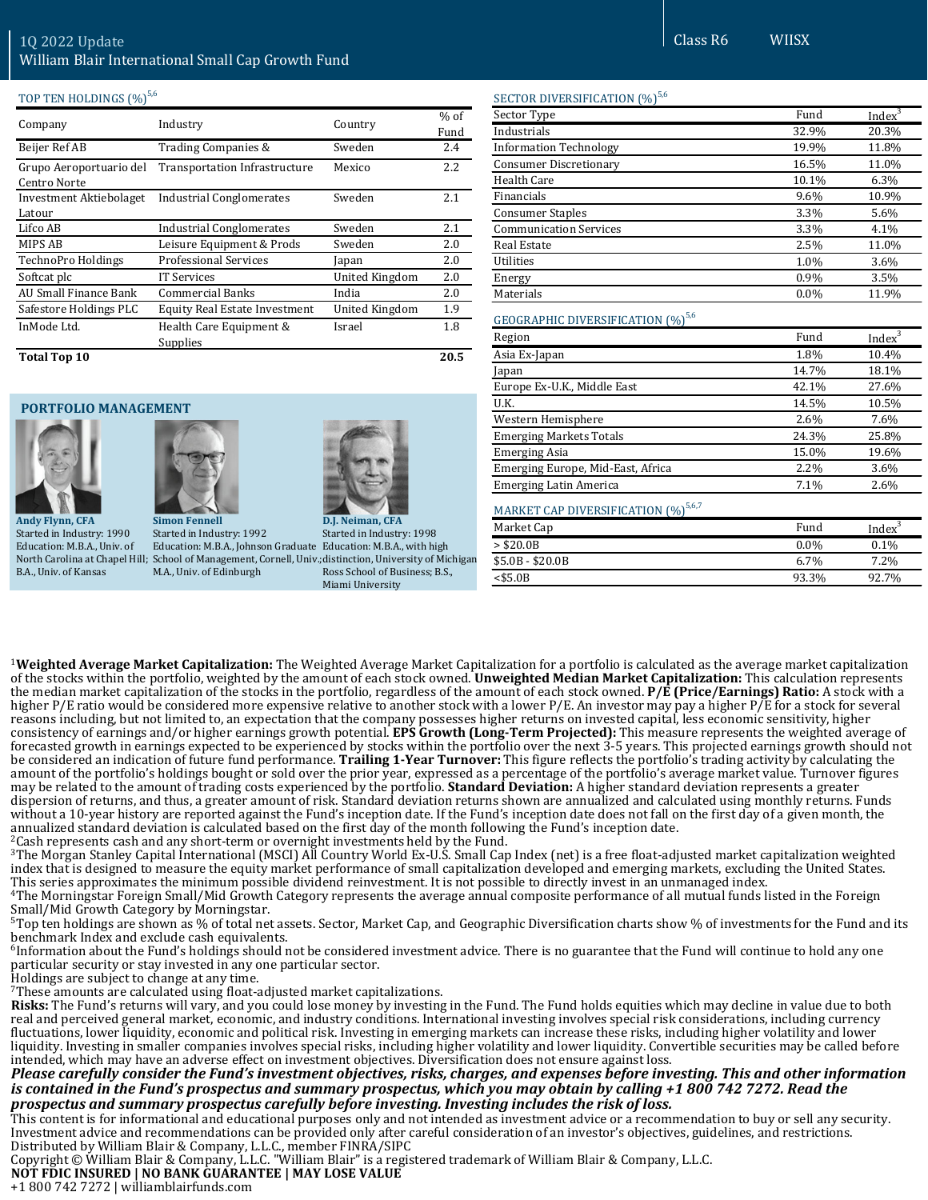1Q 2022 Update
William Blair International Small Cap Growth Fund

Class R6 WIISX

## TOP TEN HOLDINGS (%)[5,6]

| Company | Industry | Country | % of Fund |
|---|---|---|---|
| Beijer Ref AB | Trading Companies & | Sweden | 2.4 |
| Grupo Aeroportuario del Centro Norte | Transportation Infrastructure | Mexico | 2.2 |
| Investment Aktiebolaget Latour | Industrial Conglomerates | Sweden | 2.1 |
| Lifco AB | Industrial Conglomerates | Sweden | 2.1 |
| MIPS AB | Leisure Equipment & Prods | Sweden | 2.0 |
| TechnoPro Holdings | Professional Services | Japan | 2.0 |
| Softcat plc | IT Services | United Kingdom | 2.0 |
| AU Small Finance Bank | Commercial Banks | India | 2.0 |
| Safestore Holdings PLC | Equity Real Estate Investment | United Kingdom | 1.9 |
| InMode Ltd. | Health Care Equipment & Supplies | Israel | 1.8 |
| **Total Top 10** | | | **20.5** |

## PORTFOLIO MANAGEMENT

**Andy Flynn, CFA**
Started in Industry: 1990
Education: M.B.A., Univ. of North Carolina at Chapel Hill; B.A., Univ. of Kansas

**Simon Fennell**
Started in Industry: 1992
Education: M.B.A., Johnson Graduate School of Management, Cornell, Univ.; M.A., Univ. of Edinburgh

**D.J. Neiman, CFA**
Started in Industry: 1998
Education: M.B.A., with high distinction, University of Michigan Ross School of Business; B.S., Miami University

## SECTOR DIVERSIFICATION (%)[5,6]

| Sector Type | Fund | Index[3] |
|---|---|---|
| Industrials | 32.9% | 20.3% |
| Information Technology | 19.9% | 11.8% |
| Consumer Discretionary | 16.5% | 11.0% |
| Health Care | 10.1% | 6.3% |
| Financials | 9.6% | 10.9% |
| Consumer Staples | 3.3% | 5.6% |
| Communication Services | 3.3% | 4.1% |
| Real Estate | 2.5% | 11.0% |
| Utilities | 1.0% | 3.6% |
| Energy | 0.9% | 3.5% |
| Materials | 0.0% | 11.9% |

## GEOGRAPHIC DIVERSIFICATION (%)[5,6]

| Region | Fund | Index[3] |
|---|---|---|
| Asia Ex-Japan | 1.8% | 10.4% |
| Japan | 14.7% | 18.1% |
| Europe Ex-U.K., Middle East | 42.1% | 27.6% |
| U.K. | 14.5% | 10.5% |
| Western Hemisphere | 2.6% | 7.6% |
| Emerging Markets Totals | 24.3% | 25.8% |
| Emerging Asia | 15.0% | 19.6% |
| Emerging Europe, Mid-East, Africa | 2.2% | 3.6% |
| Emerging Latin America | 7.1% | 2.6% |

## MARKET CAP DIVERSIFICATION (%)[5,6,7]

| Market Cap | Fund | Index[3] |
|---|---|---|
| > $20.0B | 0.0% | 0.1% |
| $5.0B - $20.0B | 6.7% | 7.2% |
| <$5.0B | 93.3% | 92.7% |

[1]**Weighted Average Market Capitalization:** The Weighted Average Market Capitalization for a portfolio is calculated as the average market capitalization of the stocks within the portfolio, weighted by the amount of each stock owned. **Unweighted Median Market Capitalization:** This calculation represents the median market capitalization of the stocks in the portfolio, regardless of the amount of each stock owned. **P/E (Price/Earnings) Ratio:** A stock with a higher P/E ratio would be considered more expensive relative to another stock with a lower P/E. An investor may pay a higher P/E for a stock for several reasons including, but not limited to, an expectation that the company possesses higher returns on invested capital, less economic sensitivity, higher consistency of earnings and/or higher earnings growth potential. **EPS Growth (Long-Term Projected):** This measure represents the weighted average of forecasted growth in earnings expected to be experienced by stocks within the portfolio over the next 3-5 years. This projected earnings growth should not be considered an indication of future fund performance. **Trailing 1-Year Turnover:** This figure reflects the portfolio's trading activity by calculating the amount of the portfolio's holdings bought or sold over the prior year, expressed as a percentage of the portfolio's average market value. Turnover figures may be related to the amount of trading costs experienced by the portfolio. **Standard Deviation:** A higher standard deviation represents a greater dispersion of returns, and thus, a greater amount of risk. Standard deviation returns shown are annualized and calculated using monthly returns. Funds without a 10-year history are reported against the Fund's inception date. If the Fund's inception date does not fall on the first day of a given month, the annualized standard deviation is calculated based on the first day of the month following the Fund's inception date.
[2]Cash represents cash and any short-term or overnight investments held by the Fund.
[3]The Morgan Stanley Capital International (MSCI) All Country World Ex-U.S. Small Cap Index (net) is a free float-adjusted market capitalization weighted index that is designed to measure the equity market performance of small capitalization developed and emerging markets, excluding the United States. This series approximates the minimum possible dividend reinvestment. It is not possible to directly invest in an unmanaged index.
[4]The Morningstar Foreign Small/Mid Growth Category represents the average annual composite performance of all mutual funds listed in the Foreign Small/Mid Growth Category by Morningstar.
[5]Top ten holdings are shown as % of total net assets. Sector, Market Cap, and Geographic Diversification charts show % of investments for the Fund and its benchmark Index and exclude cash equivalents.
[6]Information about the Fund's holdings should not be considered investment advice. There is no guarantee that the Fund will continue to hold any one particular security or stay invested in any one particular sector.
Holdings are subject to change at any time.
[7]These amounts are calculated using float-adjusted market capitalizations.
**Risks:** The Fund's returns will vary, and you could lose money by investing in the Fund. The Fund holds equities which may decline in value due to both real and perceived general market, economic, and industry conditions. International investing involves special risk considerations, including currency fluctuations, lower liquidity, economic and political risk. Investing in emerging markets can increase these risks, including higher volatility and lower liquidity. Investing in smaller companies involves special risks, including higher volatility and lower liquidity. Convertible securities may be called before intended, which may have an adverse effect on investment objectives. Diversification does not ensure against loss.
***Please carefully consider the Fund's investment objectives, risks, charges, and expenses before investing. This and other information is contained in the Fund's prospectus and summary prospectus, which you may obtain by calling +1 800 742 7272. Read the prospectus and summary prospectus carefully before investing. Investing includes the risk of loss.***
This content is for informational and educational purposes only and not intended as investment advice or a recommendation to buy or sell any security. Investment advice and recommendations can be provided only after careful consideration of an investor's objectives, guidelines, and restrictions.
Distributed by William Blair & Company, L.L.C., member FINRA/SIPC
Copyright © William Blair & Company, L.L.C. "William Blair" is a registered trademark of William Blair & Company, L.L.C.
**NOT FDIC INSURED | NO BANK GUARANTEE | MAY LOSE VALUE**
+1 800 742 7272 | williamblairfunds.com